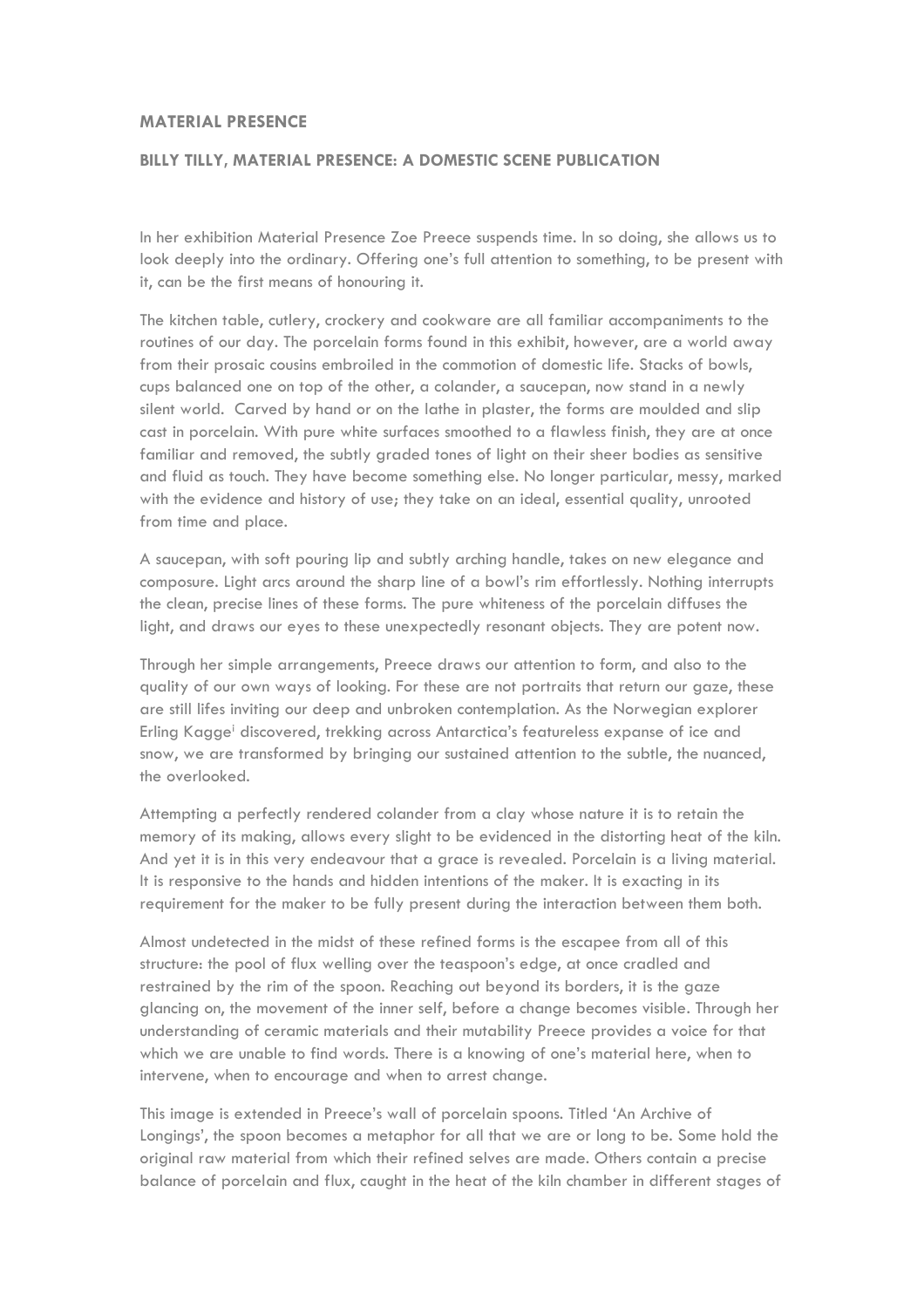## MATERIAL PRESENCE

### BILLY TILLY, MATERIAL PRESENCE: A DOMESTIC SCENE PUBLICATION

In her exhibition Material Presence Zoe Preece suspends time. In so doing, she allows us to look deeply into the ordinary. Offering one's full attention to something, to be present with it, can be the first means of honouring it.

The kitchen table, cutlery, crockery and cookware are all familiar accompaniments to the routines of our day. The porcelain forms found in this exhibit, however, are a world away from their prosaic cousins embroiled in the commotion of domestic life. Stacks of bowls, cups balanced one on top of the other, a colander, a saucepan, now stand in a newly silent world. Carved by hand or on the lathe in plaster, the forms are moulded and slip cast in porcelain. With pure white surfaces smoothed to a flawless finish, they are at once familiar and removed, the subtly graded tones of light on their sheer bodies as sensitive and fluid as touch. They have become something else. No longer particular, messy, marked with the evidence and history of use; they take on an ideal, essential quality, unrooted from time and place.

A saucepan, with soft pouring lip and subtly arching handle, takes on new elegance and composure. Light arcs around the sharp line of a bowl's rim effortlessly. Nothing interrupts the clean, precise lines of these forms. The pure whiteness of the porcelain diffuses the light, and draws our eyes to these unexpectedly resonant objects. They are potent now.

Through her simple arrangements, Preece draws our attention to form, and also to the quality of our own ways of looking. For these are not portraits that return our gaze, these are still lifes inviting our deep and unbroken contemplation. As the Norwegian explorer Erling Kagge[i] discovered, trekking across Antarctica's featureless expanse of ice and snow, we are transformed by bringing our sustained attention to the subtle, the nuanced, the overlooked.

Attempting a perfectly rendered colander from a clay whose nature it is to retain the memory of its making, allows every slight to be evidenced in the distorting heat of the kiln. And yet it is in this very endeavour that a grace is revealed. Porcelain is a living material. It is responsive to the hands and hidden intentions of the maker. It is exacting in its requirement for the maker to be fully present during the interaction between them both.

Almost undetected in the midst of these refined forms is the escapee from all of this structure: the pool of flux welling over the teaspoon's edge, at once cradled and restrained by the rim of the spoon. Reaching out beyond its borders, it is the gaze glancing on, the movement of the inner self, before a change becomes visible. Through her understanding of ceramic materials and their mutability Preece provides a voice for that which we are unable to find words. There is a knowing of one's material here, when to intervene, when to encourage and when to arrest change.

This image is extended in Preece's wall of porcelain spoons. Titled 'An Archive of Longings', the spoon becomes a metaphor for all that we are or long to be. Some hold the original raw material from which their refined selves are made. Others contain a precise balance of porcelain and flux, caught in the heat of the kiln chamber in different stages of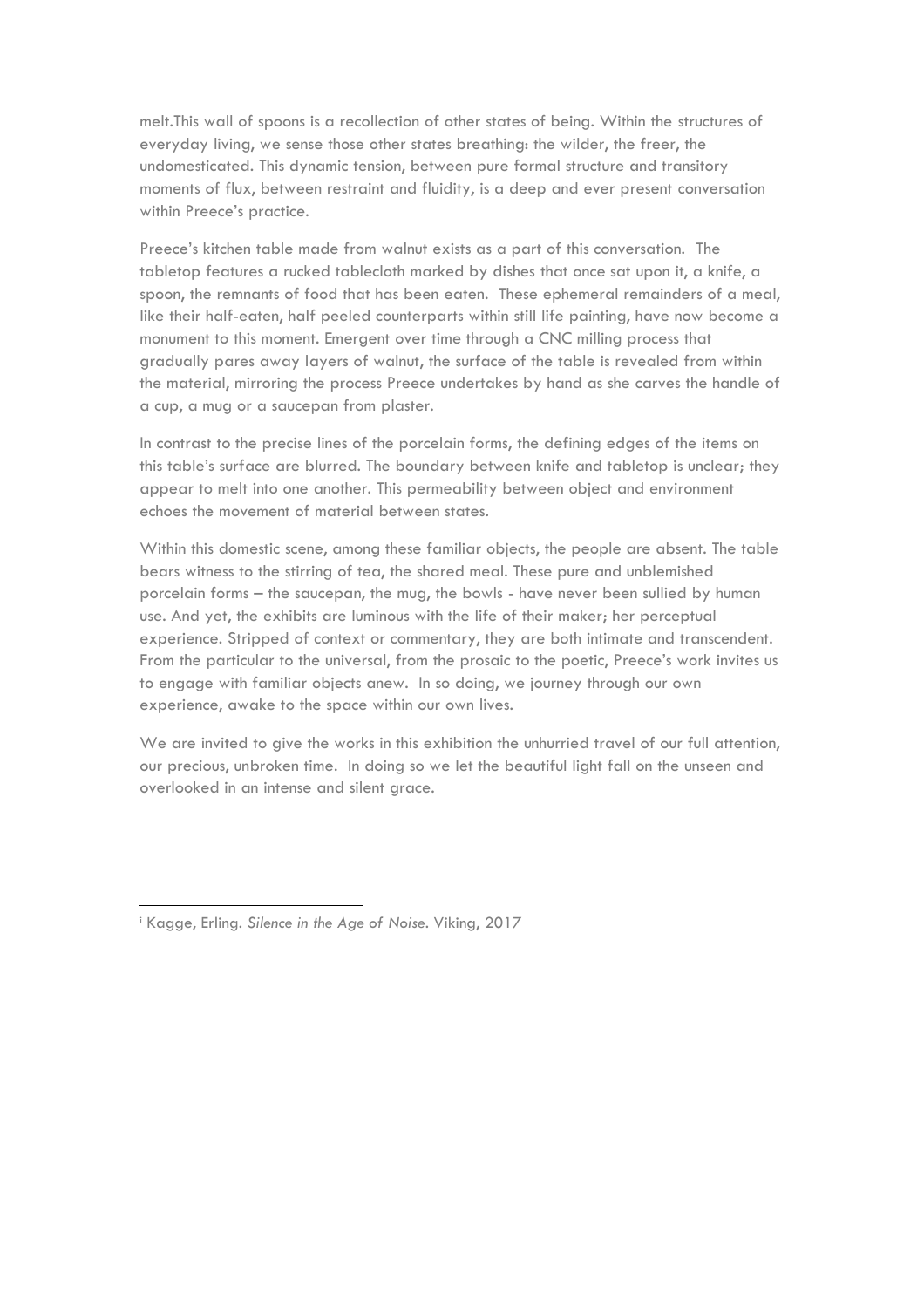melt.This wall of spoons is a recollection of other states of being. Within the structures of everyday living, we sense those other states breathing: the wilder, the freer, the undomesticated. This dynamic tension, between pure formal structure and transitory moments of flux, between restraint and fluidity, is a deep and ever present conversation within Preece's practice.

Preece's kitchen table made from walnut exists as a part of this conversation. The tabletop features a rucked tablecloth marked by dishes that once sat upon it, a knife, a spoon, the remnants of food that has been eaten. These ephemeral remainders of a meal, like their half-eaten, half peeled counterparts within still life painting, have now become a monument to this moment. Emergent over time through a CNC milling process that gradually pares away layers of walnut, the surface of the table is revealed from within the material, mirroring the process Preece undertakes by hand as she carves the handle of a cup, a mug or a saucepan from plaster.

In contrast to the precise lines of the porcelain forms, the defining edges of the items on this table's surface are blurred. The boundary between knife and tabletop is unclear; they appear to melt into one another. This permeability between object and environment echoes the movement of material between states.

Within this domestic scene, among these familiar objects, the people are absent. The table bears witness to the stirring of tea, the shared meal. These pure and unblemished porcelain forms – the saucepan, the mug, the bowls - have never been sullied by human use. And yet, the exhibits are luminous with the life of their maker; her perceptual experience. Stripped of context or commentary, they are both intimate and transcendent. From the particular to the universal, from the prosaic to the poetic, Preece's work invites us to engage with familiar objects anew. In so doing, we journey through our own experience, awake to the space within our own lives.

We are invited to give the works in this exhibition the unhurried travel of our full attention, our precious, unbroken time. In doing so we let the beautiful light fall on the unseen and overlooked in an intense and silent grace.

---

[i] Kagge, Erling. *Silence in the Age of Noise*. Viking, 2017